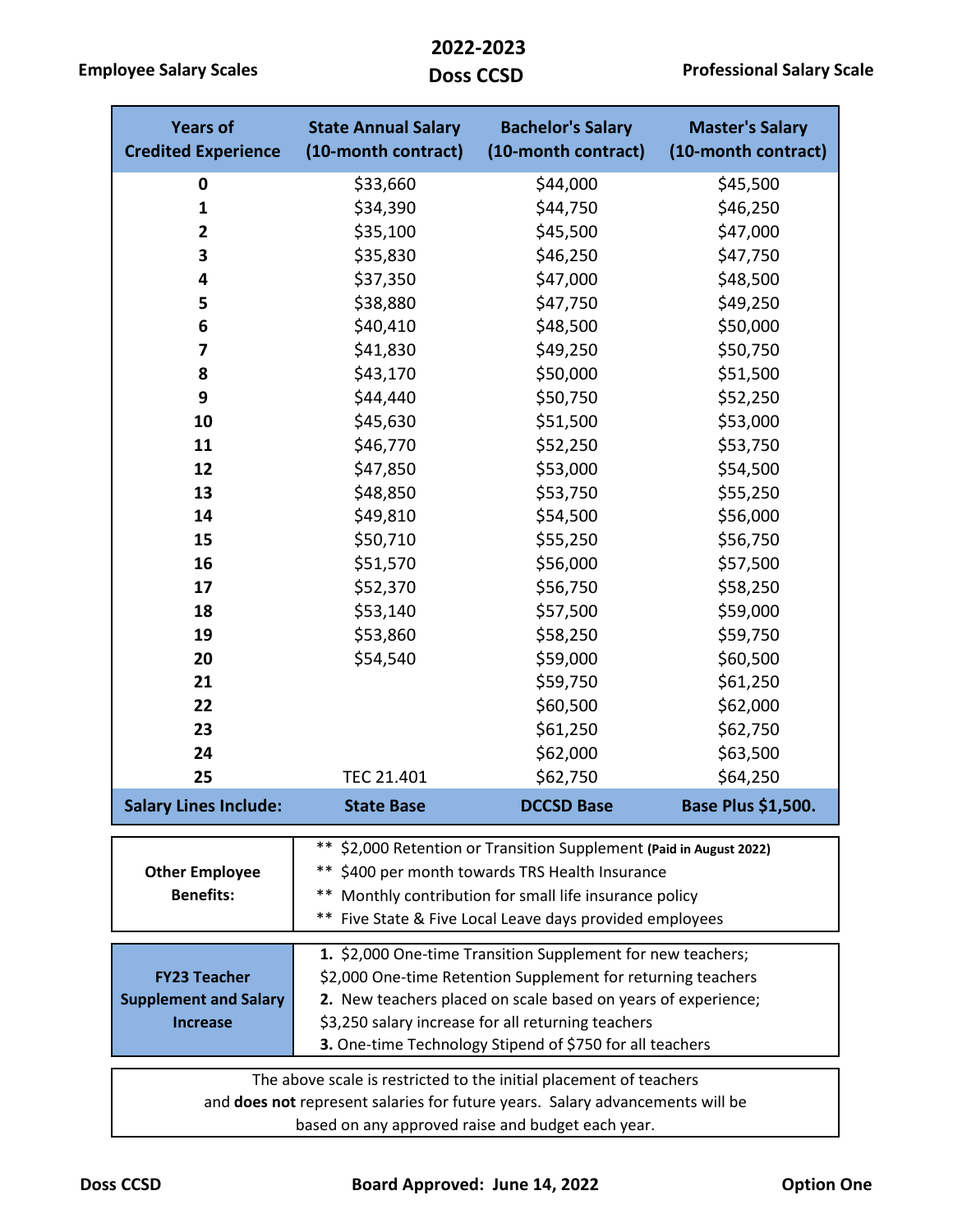**Employee Salary Scales**

# 2022-2023
# Doss CCSD

**Professional Salary Scale**

| Years of Credited Experience | State Annual Salary (10-month contract) | Bachelor's Salary (10-month contract) | Master's Salary (10-month contract) |
|---|---|---|---|
| 0 | $33,660 | $44,000 | $45,500 |
| 1 | $34,390 | $44,750 | $46,250 |
| 2 | $35,100 | $45,500 | $47,000 |
| 3 | $35,830 | $46,250 | $47,750 |
| 4 | $37,350 | $47,000 | $48,500 |
| 5 | $38,880 | $47,750 | $49,250 |
| 6 | $40,410 | $48,500 | $50,000 |
| 7 | $41,830 | $49,250 | $50,750 |
| 8 | $43,170 | $50,000 | $51,500 |
| 9 | $44,440 | $50,750 | $52,250 |
| 10 | $45,630 | $51,500 | $53,000 |
| 11 | $46,770 | $52,250 | $53,750 |
| 12 | $47,850 | $53,000 | $54,500 |
| 13 | $48,850 | $53,750 | $55,250 |
| 14 | $49,810 | $54,500 | $56,000 |
| 15 | $50,710 | $55,250 | $56,750 |
| 16 | $51,570 | $56,000 | $57,500 |
| 17 | $52,370 | $56,750 | $58,250 |
| 18 | $53,140 | $57,500 | $59,000 |
| 19 | $53,860 | $58,250 | $59,750 |
| 20 | $54,540 | $59,000 | $60,500 |
| 21 | | $59,750 | $61,250 |
| 22 | | $60,500 | $62,000 |
| 23 | | $61,250 | $62,750 |
| 24 | | $62,000 | $63,500 |
| 25 | TEC 21.401 | $62,750 | $64,250 |
| **Salary Lines Include:** | **State Base** | **DCCSD Base** | **Base Plus $1,500.** |

| **Other Employee Benefits:** | ** $2,000 Retention or Transition Supplement **(Paid in August 2022)**<br>** $400 per month towards TRS Health Insurance<br>** Monthly contribution for small life insurance policy<br>** Five State & Five Local Leave days provided employees |
|---|---|

| **FY23 Teacher Supplement and Salary Increase** | **1.** $2,000 One-time Transition Supplement for new teachers;<br>$2,000 One-time Retention Supplement for returning teachers<br>**2.** New teachers placed on scale based on years of experience;<br>$3,250 salary increase for all returning teachers<br>**3.** One-time Technology Stipend of $750 for all teachers |
|---|---|

The above scale is restricted to the initial placement of teachers and **does not** represent salaries for future years. Salary advancements will be based on any approved raise and budget each year.

**Doss CCSD** | **Board Approved: June 14, 2022** | **Option One**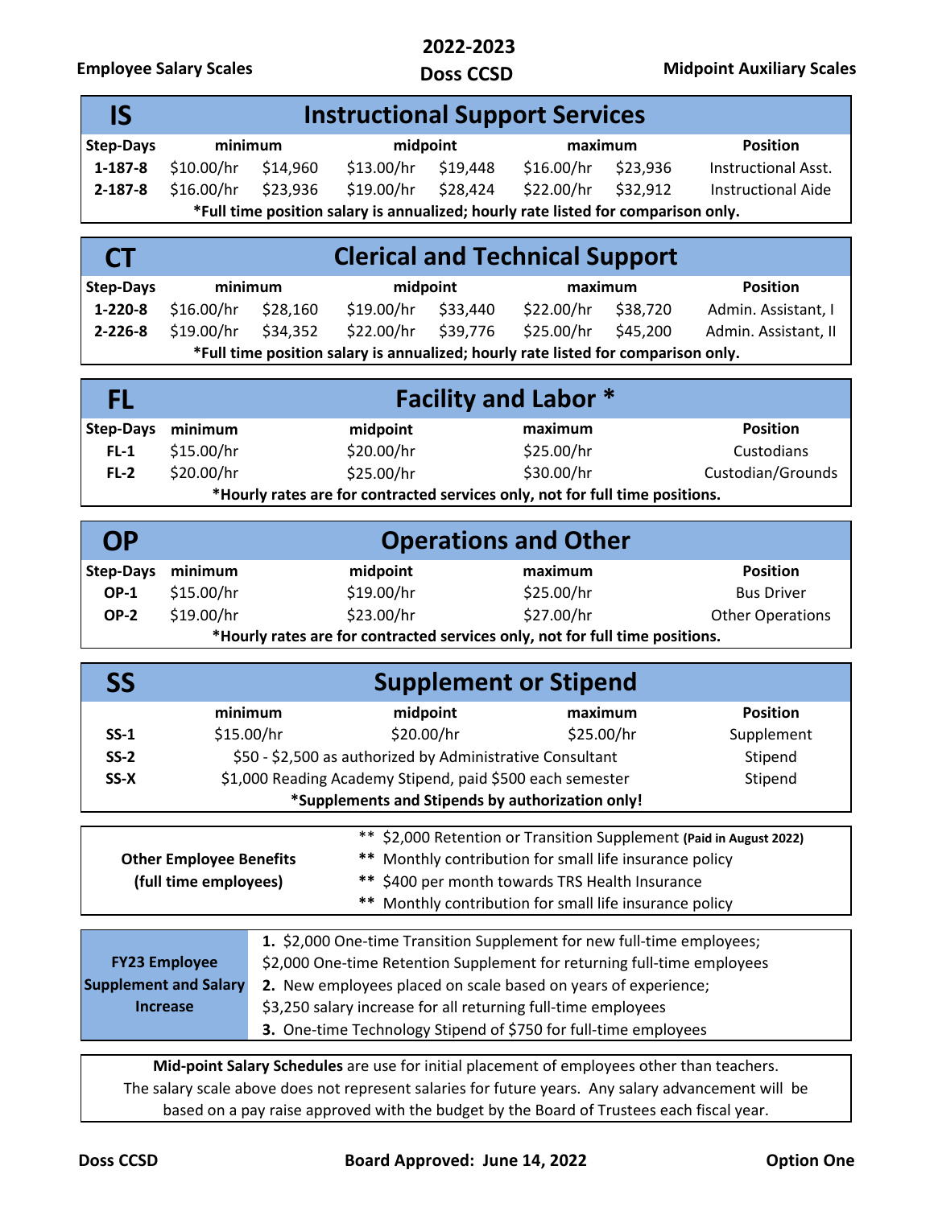**Employee Salary Scales** | **2022-2023 Doss CCSD** | **Midpoint Auxiliary Scales**

## IS — Instructional Support Services

| Step-Days | minimum | | midpoint | | maximum | | Position |
|---|---|---|---|---|---|---|---|
| **1-187-8** | $10.00/hr | $14,960 | $13.00/hr | $19,448 | $16.00/hr | $23,936 | Instructional Asst. |
| **2-187-8** | $16.00/hr | $23,936 | $19.00/hr | $28,424 | $22.00/hr | $32,912 | Instructional Aide |

**\*Full time position salary is annualized; hourly rate listed for comparison only.**

## CT — Clerical and Technical Support

| Step-Days | minimum | | midpoint | | maximum | | Position |
|---|---|---|---|---|---|---|---|
| **1-220-8** | $16.00/hr | $28,160 | $19.00/hr | $33,440 | $22.00/hr | $38,720 | Admin. Assistant, I |
| **2-226-8** | $19.00/hr | $34,352 | $22.00/hr | $39,776 | $25.00/hr | $45,200 | Admin. Assistant, II |

**\*Full time position salary is annualized; hourly rate listed for comparison only.**

## FL — Facility and Labor *

| Step-Days | minimum | midpoint | maximum | Position |
|---|---|---|---|---|
| **FL-1** | $15.00/hr | $20.00/hr | $25.00/hr | Custodians |
| **FL-2** | $20.00/hr | $25.00/hr | $30.00/hr | Custodian/Grounds |

**\*Hourly rates are for contracted services only, not for full time positions.**

## OP — Operations and Other

| Step-Days | minimum | midpoint | maximum | Position |
|---|---|---|---|---|
| **OP-1** | $15.00/hr | $19.00/hr | $25.00/hr | Bus Driver |
| **OP-2** | $19.00/hr | $23.00/hr | $27.00/hr | Other Operations |

**\*Hourly rates are for contracted services only, not for full time positions.**

## SS — Supplement or Stipend

| | minimum | midpoint | maximum | Position |
|---|---|---|---|---|
| **SS-1** | $15.00/hr | $20.00/hr | $25.00/hr | Supplement |
| **SS-2** | $50 - $2,500 as authorized by Administrative Consultant | | | Stipend |
| **SS-X** | $1,000 Reading Academy Stipend, paid $500 each semester | | | Stipend |

**\*Supplements and Stipends by authorization only!**

**Other Employee Benefits (full time employees)**

- ** $2,000 Retention or Transition Supplement **(Paid in August 2022)**
- ** Monthly contribution for small life insurance policy
- ** $400 per month towards TRS Health Insurance
- ** Monthly contribution for small life insurance policy

**FY23 Employee Supplement and Salary Increase**

1. $2,000 One-time Transition Supplement for new full-time employees;
   $2,000 One-time Retention Supplement for returning full-time employees
2. New employees placed on scale based on years of experience;
   $3,250 salary increase for all returning full-time employees
3. One-time Technology Stipend of $750 for full-time employees

**Mid-point Salary Schedules** are use for initial placement of employees other than teachers. The salary scale above does not represent salaries for future years. Any salary advancement will be based on a pay raise approved with the budget by the Board of Trustees each fiscal year.

**Doss CCSD** | **Board Approved: June 14, 2022** | **Option One**